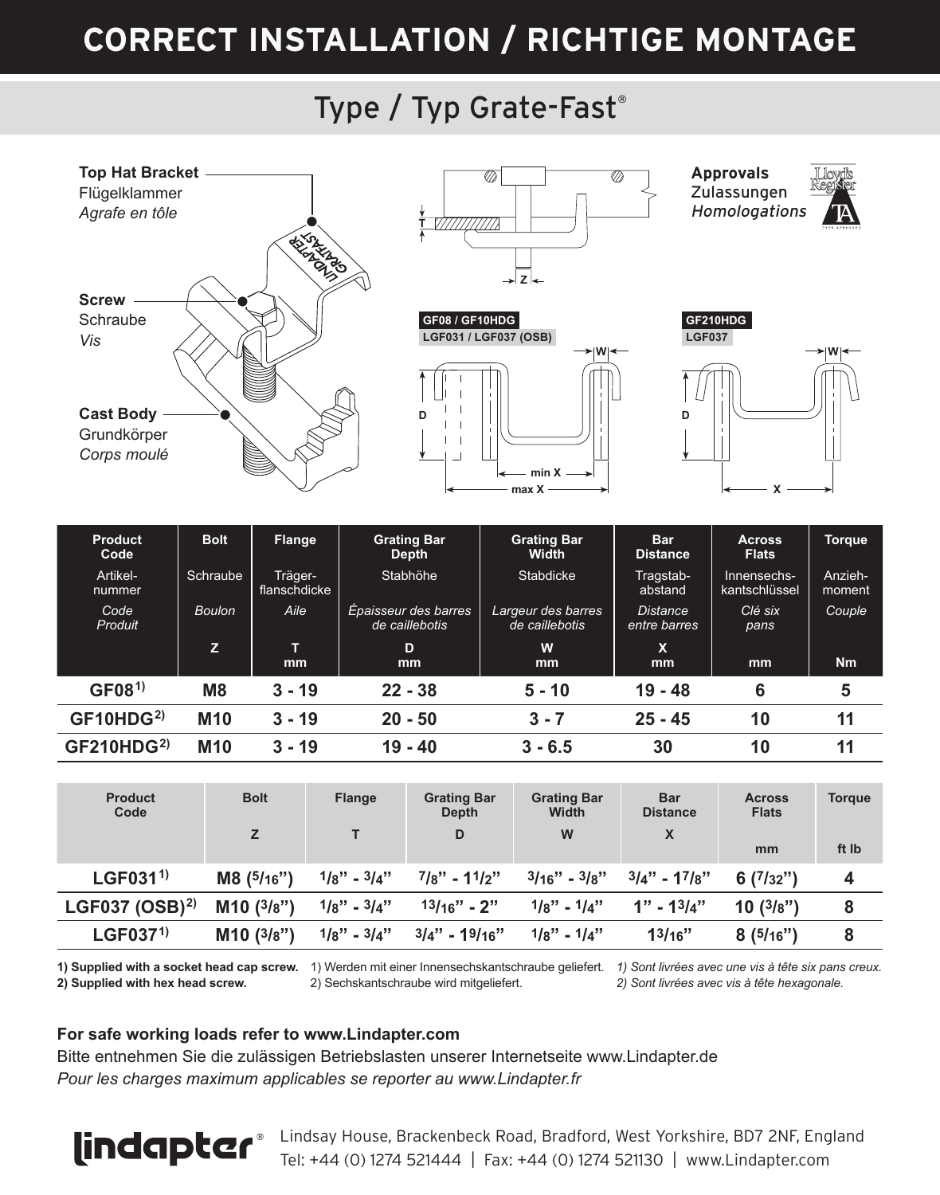# CORRECT INSTALLATION / RICHTIGE MONTAGE

## Type / Typ Grate-Fast®

**Top Hat Bracket**
Flügelklammer
*Agrafe en tôle*

**Screw**
Schraube
*Vis*

**Cast Body**
Grundkörper
*Corps moulé*

**Approvals**
Zulassungen
*Homologations*

T

Z

**GF08 / GF10HDG**
**LGF031 / LGF037 (OSB)**

W

D

min X

max X

**GF210HDG**
**LGF037**

W

D

X

| Product Code<br>Artikel-nummer<br>*Code Produit* | Bolt<br>Schraube<br>*Boulon*<br>Z | Flange<br>Träger-flanschdicke<br>*Aile*<br>T<br>mm | Grating Bar Depth<br>Stabhöhe<br>*Épaisseur des barres de caillebotis*<br>D<br>mm | Grating Bar Width<br>Stabdicke<br>*Largeur des barres de caillebotis*<br>W<br>mm | Bar Distance<br>Tragstab-abstand<br>*Distance entre barres*<br>X<br>mm | Across Flats<br>Innensechs-kantschlüssel<br>*Clé six pans*<br>mm | Torque<br>Anzieh-moment<br>*Couple*<br>Nm |
|---|---|---|---|---|---|---|---|
| **GF08 1)** | **M8** | **3 - 19** | **22 - 38** | **5 - 10** | **19 - 48** | **6** | **5** |
| **GF10HDG 2)** | **M10** | **3 - 19** | **20 - 50** | **3 - 7** | **25 - 45** | **10** | **11** |
| **GF210HDG 2)** | **M10** | **3 - 19** | **19 - 40** | **3 - 6.5** | **30** | **10** | **11** |

| Product Code | Bolt<br>Z | Flange<br>T | Grating Bar Depth<br>D | Grating Bar Width<br>W | Bar Distance<br>X | Across Flats<br>mm | Torque<br>ft lb |
|---|---|---|---|---|---|---|---|
| **LGF031 1)** | **M8 (5/16")** | **1/8" - 3/4"** | **7/8" - 1 1/2"** | **3/16" - 3/8"** | **3/4" - 1 7/8"** | **6 (7/32")** | **4** |
| **LGF037 (OSB) 2)** | **M10 (3/8")** | **1/8" - 3/4"** | **13/16" - 2"** | **1/8" - 1/4"** | **1" - 1 3/4"** | **10 (3/8")** | **8** |
| **LGF037 1)** | **M10 (3/8")** | **1/8" - 3/4"** | **3/4" - 1 9/16"** | **1/8" - 1/4"** | **1 3/16"** | **8 (5/16")** | **8** |

**1) Supplied with a socket head cap screw.**
**2) Supplied with hex head screw.**

1) Werden mit einer Innensechskantschraube geliefert.
2) Sechskantschraube wird mitgeliefert.

*1) Sont livrées avec une vis à tête six pans creux.*
*2) Sont livrées avec vis à tête hexagonale.*

**For safe working loads refer to www.Lindapter.com**
Bitte entnehmen Sie die zulässigen Betriebslasten unserer Internetseite www.Lindapter.de
*Pour les charges maximum applicables se reporter au www.Lindapter.fr*

lindapter®

Lindsay House, Brackenbeck Road, Bradford, West Yorkshire, BD7 2NF, England
Tel: +44 (0) 1274 521444 | Fax: +44 (0) 1274 521130 | www.Lindapter.com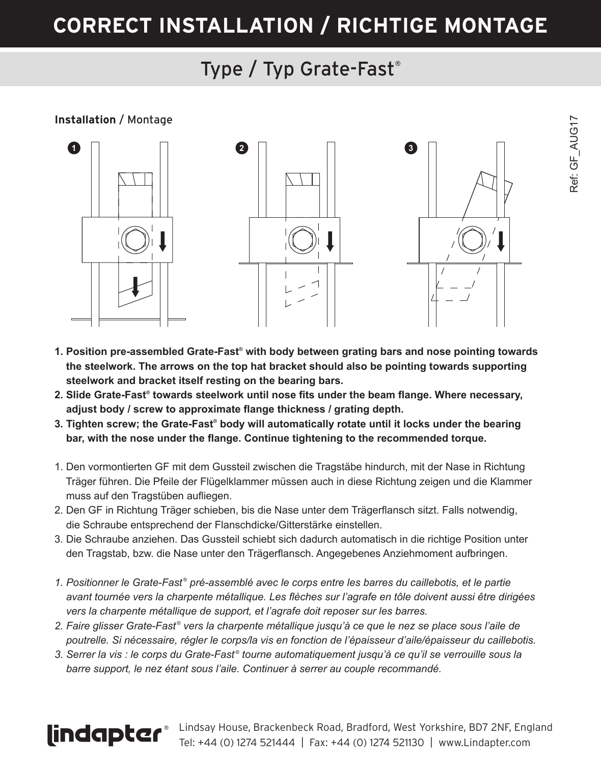# CORRECT INSTALLATION / RICHTIGE MONTAGE

## Type / Typ Grate-Fast®

Ref: GF_AUG17

**Installation** / Montage

1

2

3

1. **Position pre-assembled Grate-Fast® with body between grating bars and nose pointing towards the steelwork. The arrows on the top hat bracket should also be pointing towards supporting steelwork and bracket itself resting on the bearing bars.**
2. **Slide Grate-Fast® towards steelwork until nose fits under the beam flange. Where necessary, adjust body / screw to approximate flange thickness / grating depth.**
3. **Tighten screw; the Grate-Fast® body will automatically rotate until it locks under the bearing bar, with the nose under the flange. Continue tightening to the recommended torque.**

1. Den vormontierten GF mit dem Gussteil zwischen die Tragstäbe hindurch, mit der Nase in Richtung Träger führen. Die Pfeile der Flügelklammer müssen auch in diese Richtung zeigen und die Klammer muss auf den Tragstüben aufliegen.
2. Den GF in Richtung Träger schieben, bis die Nase unter dem Trägerflansch sitzt. Falls notwendig, die Schraube entsprechend der Flanschdicke/Gitterstärke einstellen.
3. Die Schraube anziehen. Das Gussteil schiebt sich dadurch automatisch in die richtige Position unter den Tragstab, bzw. die Nase unter den Trägerflansch. Angegebenes Anziehmoment aufbringen.

1. *Positionner le Grate-Fast® pré-assemblé avec le corps entre les barres du caillebotis, et le partie avant tournée vers la charpente métallique. Les flèches sur l'agrafe en tôle doivent aussi être dirigées vers la charpente métallique de support, et l'agrafe doit reposer sur les barres.*
2. *Faire glisser Grate-Fast® vers la charpente métallique jusqu'à ce que le nez se place sous l'aile de poutrelle. Si nécessaire, régler le corps/la vis en fonction de l'épaisseur d'aile/épaisseur du caillebotis.*
3. *Serrer la vis : le corps du Grate-Fast® tourne automatiquement jusqu'à ce qu'il se verrouille sous la barre support, le nez étant sous l'aile. Continuer à serrer au couple recommandé.*

lindapter®

Lindsay House, Brackenbeck Road, Bradford, West Yorkshire, BD7 2NF, England
Tel: +44 (0) 1274 521444 | Fax: +44 (0) 1274 521130 | www.Lindapter.com